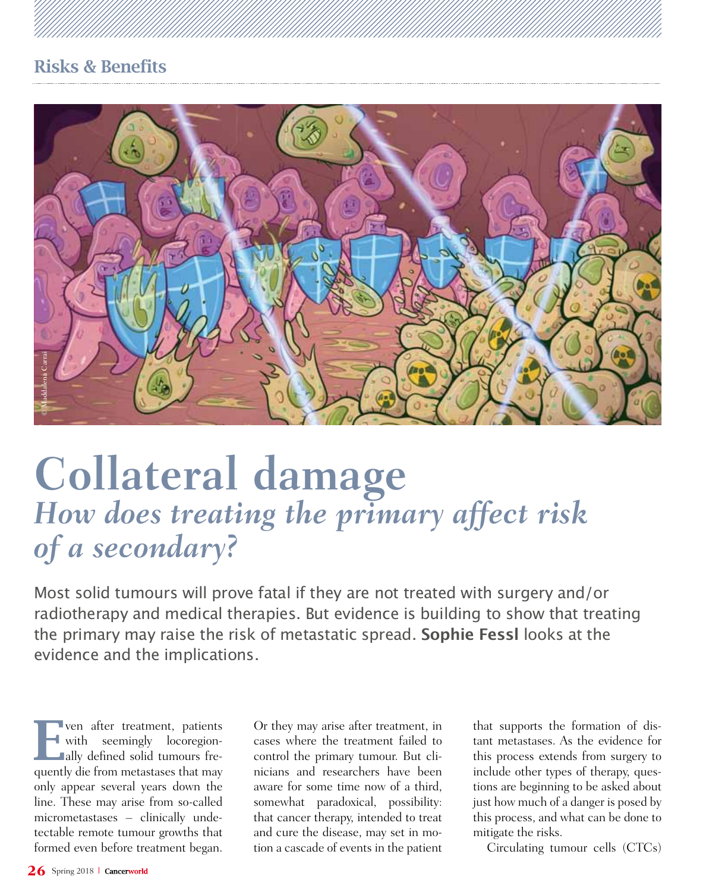Risks & Benefits

# Collateral damage

## *How does treating the primary affect risk of a secondary?*

Most solid tumours will prove fatal if they are not treated with surgery and/or radiotherapy and medical therapies. But evidence is building to show that treating the primary may raise the risk of metastatic spread. **Sophie Fessl** looks at the evidence and the implications.

Even after treatment, patients with seemingly locoregionally defined solid tumours frequently die from metastases that may only appear several years down the line. These may arise from so-called micrometastases – clinically undetectable remote tumour growths that formed even before treatment began. Or they may arise after treatment, in cases where the treatment failed to control the primary tumour. But clinicians and researchers have been aware for some time now of a third, somewhat paradoxical, possibility: that cancer therapy, intended to treat and cure the disease, may set in motion a cascade of events in the patient that supports the formation of distant metastases. As the evidence for this process extends from surgery to include other types of therapy, questions are beginning to be asked about just how much of a danger is posed by this process, and what can be done to mitigate the risks.

Circulating tumour cells (CTCs)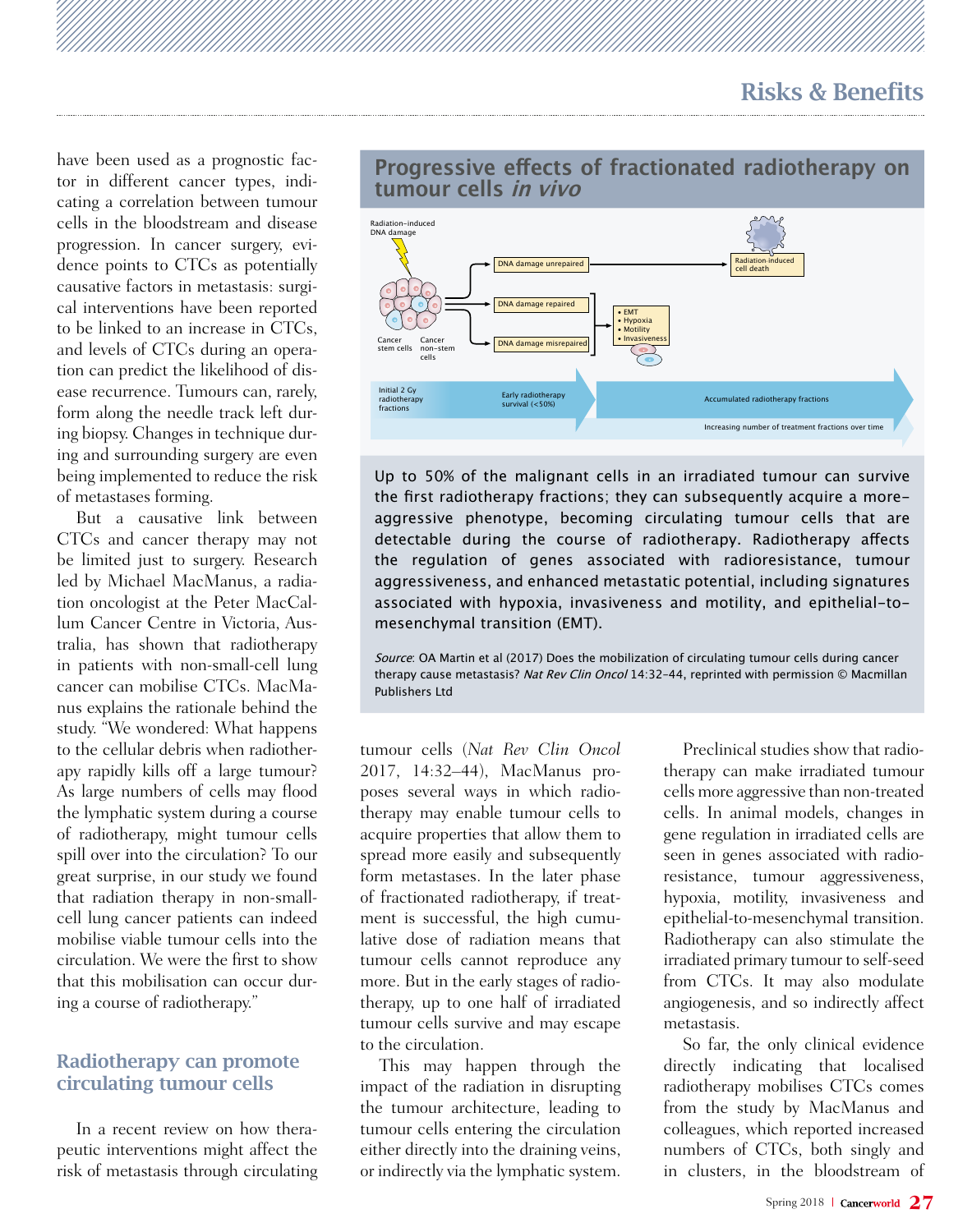have been used as a prognostic factor in different cancer types, indicating a correlation between tumour cells in the bloodstream and disease progression. In cancer surgery, evidence points to CTCs as potentially causative factors in metastasis: surgical interventions have been reported to be linked to an increase in CTCs, and levels of CTCs during an operation can predict the likelihood of disease recurrence. Tumours can, rarely, form along the needle track left during biopsy. Changes in technique during and surrounding surgery are even being implemented to reduce the risk of metastases forming.

But a causative link between CTCs and cancer therapy may not be limited just to surgery. Research led by Michael MacManus, a radiation oncologist at the Peter MacCallum Cancer Centre in Victoria, Australia, has shown that radiotherapy in patients with non-small-cell lung cancer can mobilise CTCs. MacManus explains the rationale behind the study. "We wondered: What happens to the cellular debris when radiotherapy rapidly kills off a large tumour? As large numbers of cells may flood the lymphatic system during a course of radiotherapy, might tumour cells spill over into the circulation? To our great surprise, in our study we found that radiation therapy in non-small-cell lung cancer patients can indeed mobilise viable tumour cells into the circulation. We were the first to show that this mobilisation can occur during a course of radiotherapy."

## Progressive effects of fractionated radiotherapy on tumour cells *in vivo*

Radiation-induced DNA damage → Cancer stem cells / Cancer non-stem cells → DNA damage unrepaired → Radiation-induced cell death; DNA damage repaired / DNA damage misrepaired → • EMT • Hypoxia • Motility • Invasiveness

Initial 2 Gy radiotherapy fractions → Early radiotherapy survival (<50%) → Accumulated radiotherapy fractions

Increasing number of treatment fractions over time

Up to 50% of the malignant cells in an irradiated tumour can survive the first radiotherapy fractions; they can subsequently acquire a more-aggressive phenotype, becoming circulating tumour cells that are detectable during the course of radiotherapy. Radiotherapy affects the regulation of genes associated with radioresistance, tumour aggressiveness, and enhanced metastatic potential, including signatures associated with hypoxia, invasiveness and motility, and epithelial-to-mesenchymal transition (EMT).

*Source*: OA Martin et al (2017) Does the mobilization of circulating tumour cells during cancer therapy cause metastasis? *Nat Rev Clin Oncol* 14:32–44, reprinted with permission © Macmillan Publishers Ltd

## Radiotherapy can promote circulating tumour cells

In a recent review on how therapeutic interventions might affect the risk of metastasis through circulating tumour cells (*Nat Rev Clin Oncol* 2017, 14:32–44), MacManus proposes several ways in which radiotherapy may enable tumour cells to acquire properties that allow them to spread more easily and subsequently form metastases. In the later phase of fractionated radiotherapy, if treatment is successful, the high cumulative dose of radiation means that tumour cells cannot reproduce any more. But in the early stages of radiotherapy, up to one half of irradiated tumour cells survive and may escape to the circulation.

This may happen through the impact of the radiation in disrupting the tumour architecture, leading to tumour cells entering the circulation either directly into the draining veins, or indirectly via the lymphatic system.

Preclinical studies show that radiotherapy can make irradiated tumour cells more aggressive than non-treated cells. In animal models, changes in gene regulation in irradiated cells are seen in genes associated with radioresistance, tumour aggressiveness, hypoxia, motility, invasiveness and epithelial-to-mesenchymal transition. Radiotherapy can also stimulate the irradiated primary tumour to self-seed from CTCs. It may also modulate angiogenesis, and so indirectly affect metastasis.

So far, the only clinical evidence directly indicating that localised radiotherapy mobilises CTCs comes from the study by MacManus and colleagues, which reported increased numbers of CTCs, both singly and in clusters, in the bloodstream of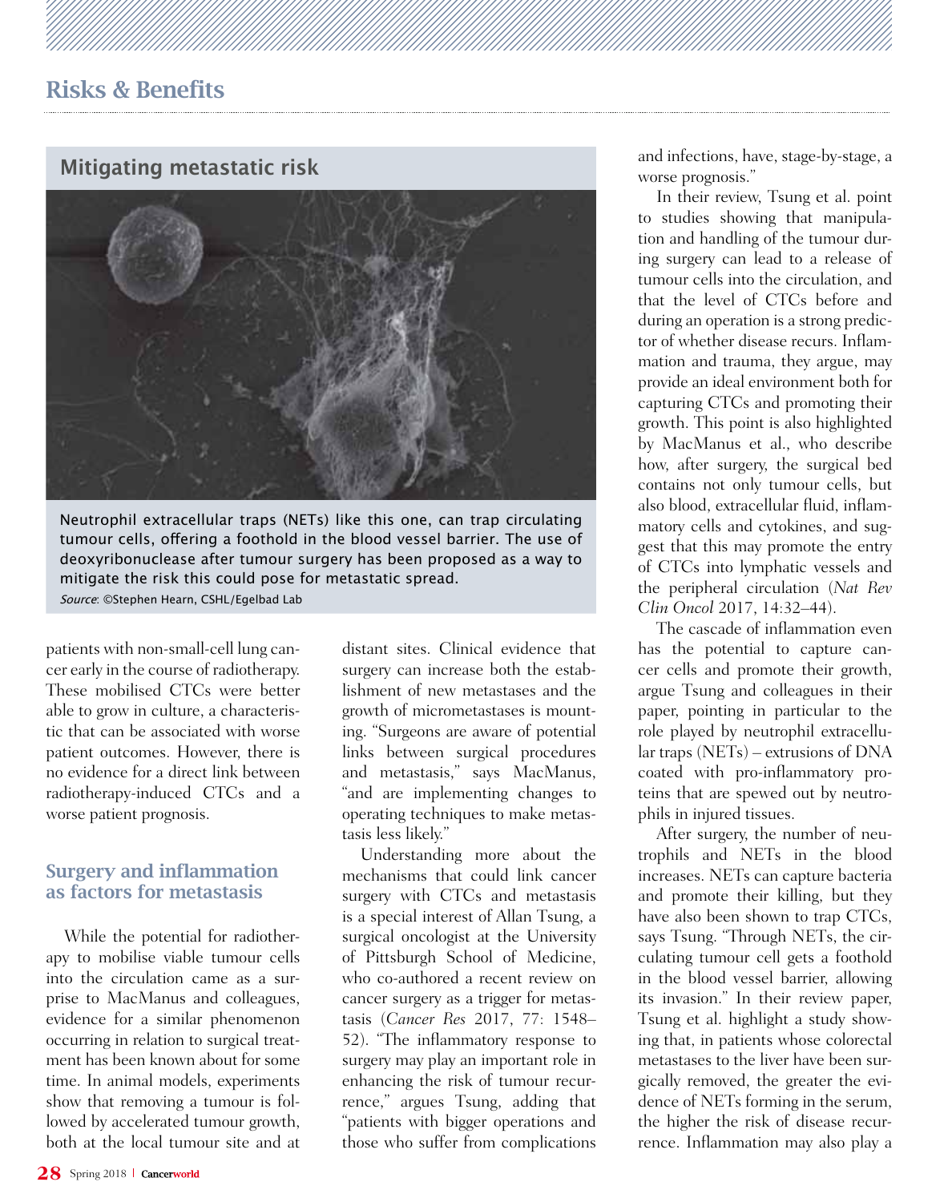## Mitigating metastatic risk

Neutrophil extracellular traps (NETs) like this one, can trap circulating tumour cells, offering a foothold in the blood vessel barrier. The use of deoxyribonuclease after tumour surgery has been proposed as a way to mitigate the risk this could pose for metastatic spread.

*Source*: ©Stephen Hearn, CSHL/Egelbad Lab

patients with non-small-cell lung cancer early in the course of radiotherapy. These mobilised CTCs were better able to grow in culture, a characteristic that can be associated with worse patient outcomes. However, there is no evidence for a direct link between radiotherapy-induced CTCs and a worse patient prognosis.

### Surgery and inflammation as factors for metastasis

While the potential for radiotherapy to mobilise viable tumour cells into the circulation came as a surprise to MacManus and colleagues, evidence for a similar phenomenon occurring in relation to surgical treatment has been known about for some time. In animal models, experiments show that removing a tumour is followed by accelerated tumour growth, both at the local tumour site and at distant sites. Clinical evidence that surgery can increase both the establishment of new metastases and the growth of micrometastases is mounting. "Surgeons are aware of potential links between surgical procedures and metastasis," says MacManus, "and are implementing changes to operating techniques to make metastasis less likely."

Understanding more about the mechanisms that could link cancer surgery with CTCs and metastasis is a special interest of Allan Tsung, a surgical oncologist at the University of Pittsburgh School of Medicine, who co-authored a recent review on cancer surgery as a trigger for metastasis (*Cancer Res* 2017, 77: 1548–52). "The inflammatory response to surgery may play an important role in enhancing the risk of tumour recurrence," argues Tsung, adding that "patients with bigger operations and those who suffer from complications and infections, have, stage-by-stage, a worse prognosis."

In their review, Tsung et al. point to studies showing that manipulation and handling of the tumour during surgery can lead to a release of tumour cells into the circulation, and that the level of CTCs before and during an operation is a strong predictor of whether disease recurs. Inflammation and trauma, they argue, may provide an ideal environment both for capturing CTCs and promoting their growth. This point is also highlighted by MacManus et al., who describe how, after surgery, the surgical bed contains not only tumour cells, but also blood, extracellular fluid, inflammatory cells and cytokines, and suggest that this may promote the entry of CTCs into lymphatic vessels and the peripheral circulation (*Nat Rev Clin Oncol* 2017, 14:32–44).

The cascade of inflammation even has the potential to capture cancer cells and promote their growth, argue Tsung and colleagues in their paper, pointing in particular to the role played by neutrophil extracellular traps (NETs) – extrusions of DNA coated with pro-inflammatory proteins that are spewed out by neutrophils in injured tissues.

After surgery, the number of neutrophils and NETs in the blood increases. NETs can capture bacteria and promote their killing, but they have also been shown to trap CTCs, says Tsung. "Through NETs, the circulating tumour cell gets a foothold in the blood vessel barrier, allowing its invasion." In their review paper, Tsung et al. highlight a study showing that, in patients whose colorectal metastases to the liver have been surgically removed, the greater the evidence of NETs forming in the serum, the higher the risk of disease recurrence. Inflammation may also play a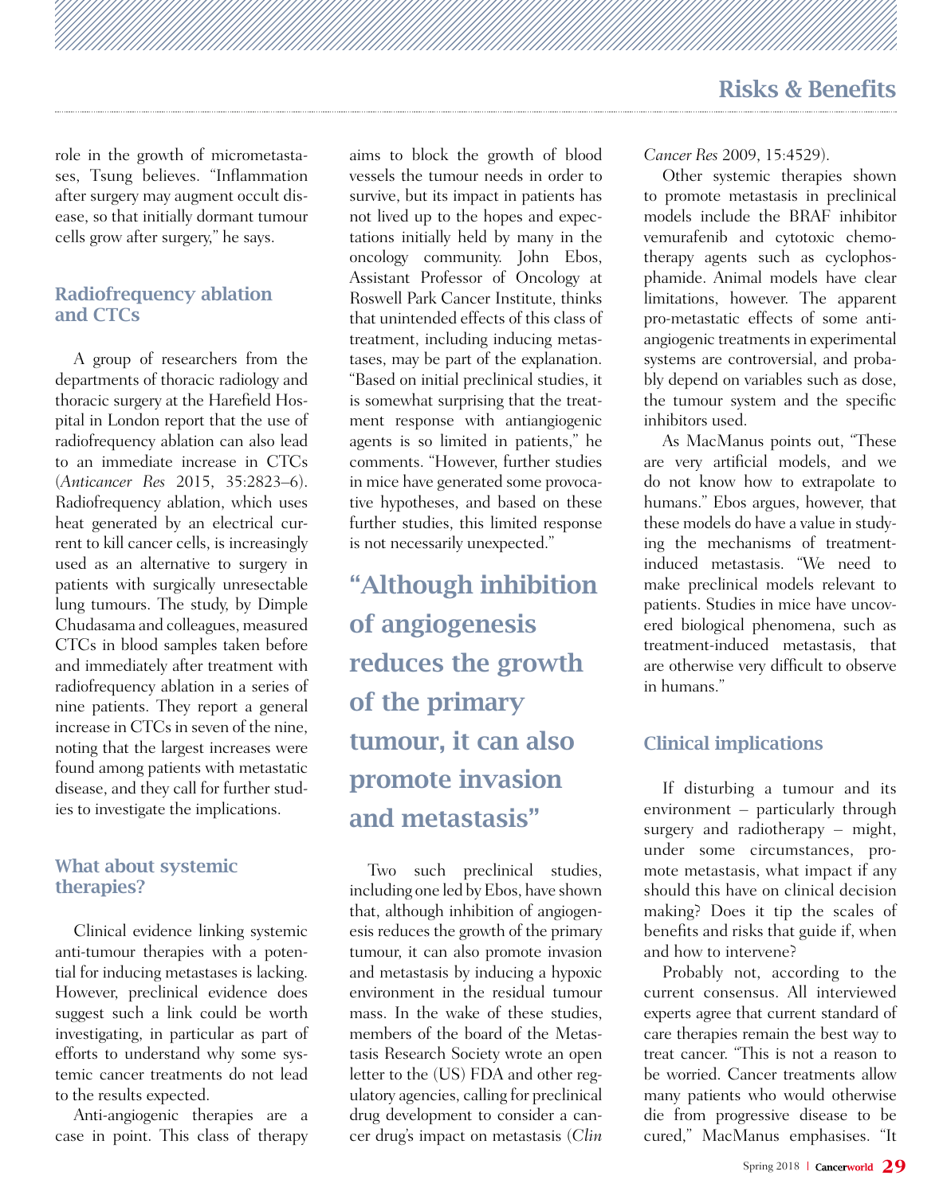role in the growth of micrometastases, Tsung believes. "Inflammation after surgery may augment occult disease, so that initially dormant tumour cells grow after surgery," he says.

## Radiofrequency ablation and CTCs

A group of researchers from the departments of thoracic radiology and thoracic surgery at the Harefield Hospital in London report that the use of radiofrequency ablation can also lead to an immediate increase in CTCs (*Anticancer Res* 2015, 35:2823–6). Radiofrequency ablation, which uses heat generated by an electrical current to kill cancer cells, is increasingly used as an alternative to surgery in patients with surgically unresectable lung tumours. The study, by Dimple Chudasama and colleagues, measured CTCs in blood samples taken before and immediately after treatment with radiofrequency ablation in a series of nine patients. They report a general increase in CTCs in seven of the nine, noting that the largest increases were found among patients with metastatic disease, and they call for further studies to investigate the implications.

## What about systemic therapies?

Clinical evidence linking systemic anti-tumour therapies with a potential for inducing metastases is lacking. However, preclinical evidence does suggest such a link could be worth investigating, in particular as part of efforts to understand why some systemic cancer treatments do not lead to the results expected.

Anti-angiogenic therapies are a case in point. This class of therapy aims to block the growth of blood vessels the tumour needs in order to survive, but its impact in patients has not lived up to the hopes and expectations initially held by many in the oncology community. John Ebos, Assistant Professor of Oncology at Roswell Park Cancer Institute, thinks that unintended effects of this class of treatment, including inducing metastases, may be part of the explanation. "Based on initial preclinical studies, it is somewhat surprising that the treatment response with antiangiogenic agents is so limited in patients," he comments. "However, further studies in mice have generated some provocative hypotheses, and based on these further studies, this limited response is not necessarily unexpected."

> **"Although inhibition of angiogenesis reduces the growth of the primary tumour, it can also promote invasion and metastasis"**

Two such preclinical studies, including one led by Ebos, have shown that, although inhibition of angiogenesis reduces the growth of the primary tumour, it can also promote invasion and metastasis by inducing a hypoxic environment in the residual tumour mass. In the wake of these studies, members of the board of the Metastasis Research Society wrote an open letter to the (US) FDA and other regulatory agencies, calling for preclinical drug development to consider a cancer drug's impact on metastasis (*Clin Cancer Res* 2009, 15:4529).

Other systemic therapies shown to promote metastasis in preclinical models include the BRAF inhibitor vemurafenib and cytotoxic chemotherapy agents such as cyclophosphamide. Animal models have clear limitations, however. The apparent pro-metastatic effects of some anti-angiogenic treatments in experimental systems are controversial, and probably depend on variables such as dose, the tumour system and the specific inhibitors used.

As MacManus points out, "These are very artificial models, and we do not know how to extrapolate to humans." Ebos argues, however, that these models do have a value in studying the mechanisms of treatment-induced metastasis. "We need to make preclinical models relevant to patients. Studies in mice have uncovered biological phenomena, such as treatment-induced metastasis, that are otherwise very difficult to observe in humans."

## Clinical implications

If disturbing a tumour and its environment – particularly through surgery and radiotherapy – might, under some circumstances, promote metastasis, what impact if any should this have on clinical decision making? Does it tip the scales of benefits and risks that guide if, when and how to intervene?

Probably not, according to the current consensus. All interviewed experts agree that current standard of care therapies remain the best way to treat cancer. "This is not a reason to be worried. Cancer treatments allow many patients who would otherwise die from progressive disease to be cured," MacManus emphasises. "It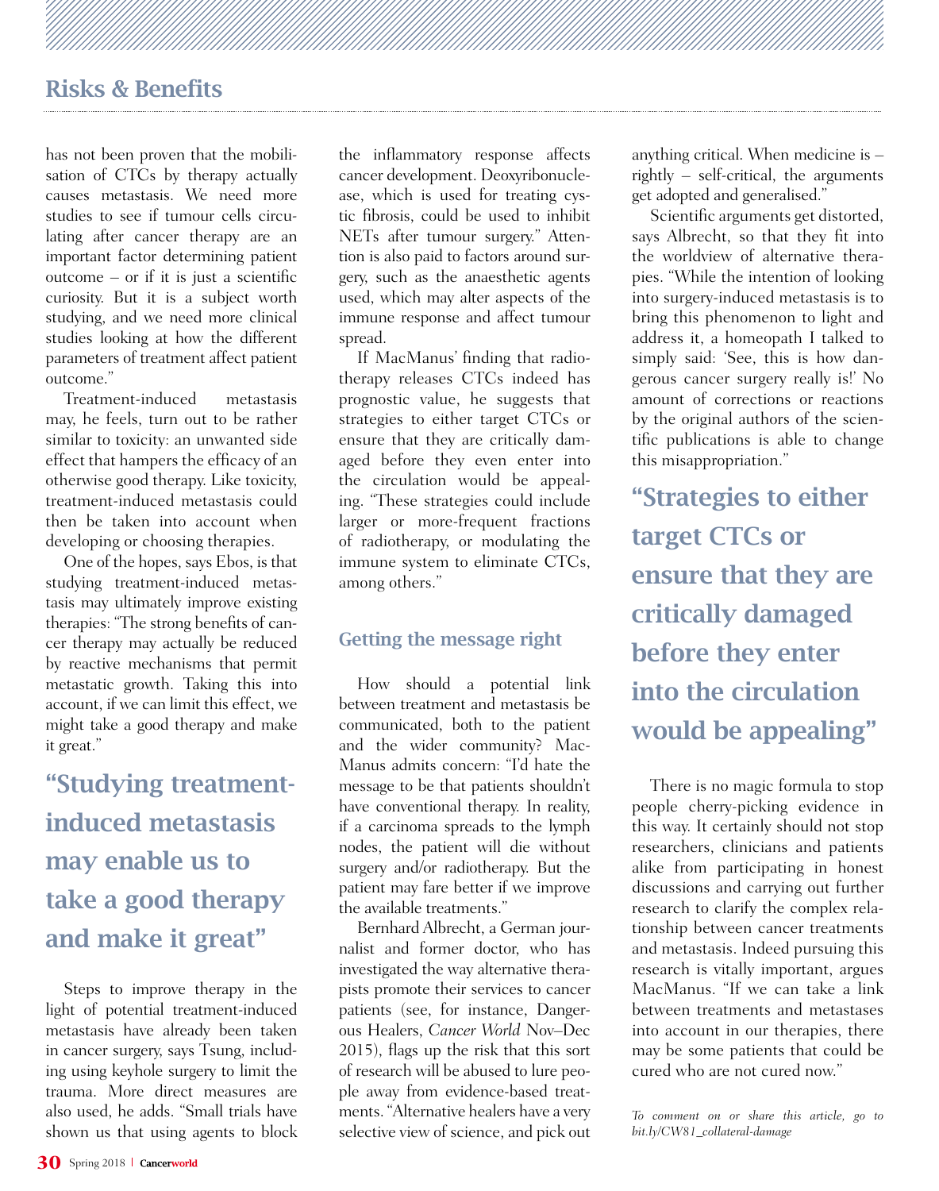has not been proven that the mobilisation of CTCs by therapy actually causes metastasis. We need more studies to see if tumour cells circulating after cancer therapy are an important factor determining patient outcome – or if it is just a scientific curiosity. But it is a subject worth studying, and we need more clinical studies looking at how the different parameters of treatment affect patient outcome."

Treatment-induced metastasis may, he feels, turn out to be rather similar to toxicity: an unwanted side effect that hampers the efficacy of an otherwise good therapy. Like toxicity, treatment-induced metastasis could then be taken into account when developing or choosing therapies.

One of the hopes, says Ebos, is that studying treatment-induced metastasis may ultimately improve existing therapies: "The strong benefits of cancer therapy may actually be reduced by reactive mechanisms that permit metastatic growth. Taking this into account, if we can limit this effect, we might take a good therapy and make it great."

**"Studying treatment-induced metastasis may enable us to take a good therapy and make it great"**

Steps to improve therapy in the light of potential treatment-induced metastasis have already been taken in cancer surgery, says Tsung, including using keyhole surgery to limit the trauma. More direct measures are also used, he adds. "Small trials have shown us that using agents to block the inflammatory response affects cancer development. Deoxyribonuclease, which is used for treating cystic fibrosis, could be used to inhibit NETs after tumour surgery." Attention is also paid to factors around surgery, such as the anaesthetic agents used, which may alter aspects of the immune response and affect tumour spread.

If MacManus' finding that radiotherapy releases CTCs indeed has prognostic value, he suggests that strategies to either target CTCs or ensure that they are critically damaged before they even enter into the circulation would be appealing. "These strategies could include larger or more-frequent fractions of radiotherapy, or modulating the immune system to eliminate CTCs, among others."

## Getting the message right

How should a potential link between treatment and metastasis be communicated, both to the patient and the wider community? MacManus admits concern: "I'd hate the message to be that patients shouldn't have conventional therapy. In reality, if a carcinoma spreads to the lymph nodes, the patient will die without surgery and/or radiotherapy. But the patient may fare better if we improve the available treatments."

Bernhard Albrecht, a German journalist and former doctor, who has investigated the way alternative therapists promote their services to cancer patients (see, for instance, Dangerous Healers, *Cancer World* Nov–Dec 2015), flags up the risk that this sort of research will be abused to lure people away from evidence-based treatments. "Alternative healers have a very selective view of science, and pick out anything critical. When medicine is – rightly – self-critical, the arguments get adopted and generalised."

Scientific arguments get distorted, says Albrecht, so that they fit into the worldview of alternative therapies. "While the intention of looking into surgery-induced metastasis is to bring this phenomenon to light and address it, a homeopath I talked to simply said: 'See, this is how dangerous cancer surgery really is!' No amount of corrections or reactions by the original authors of the scientific publications is able to change this misappropriation."

**"Strategies to either target CTCs or ensure that they are critically damaged before they enter into the circulation would be appealing"**

There is no magic formula to stop people cherry-picking evidence in this way. It certainly should not stop researchers, clinicians and patients alike from participating in honest discussions and carrying out further research to clarify the complex relationship between cancer treatments and metastasis. Indeed pursuing this research is vitally important, argues MacManus. "If we can take a link between treatments and metastases into account in our therapies, there may be some patients that could be cured who are not cured now."

*To comment on or share this article, go to bit.ly/CW81_collateral-damage*